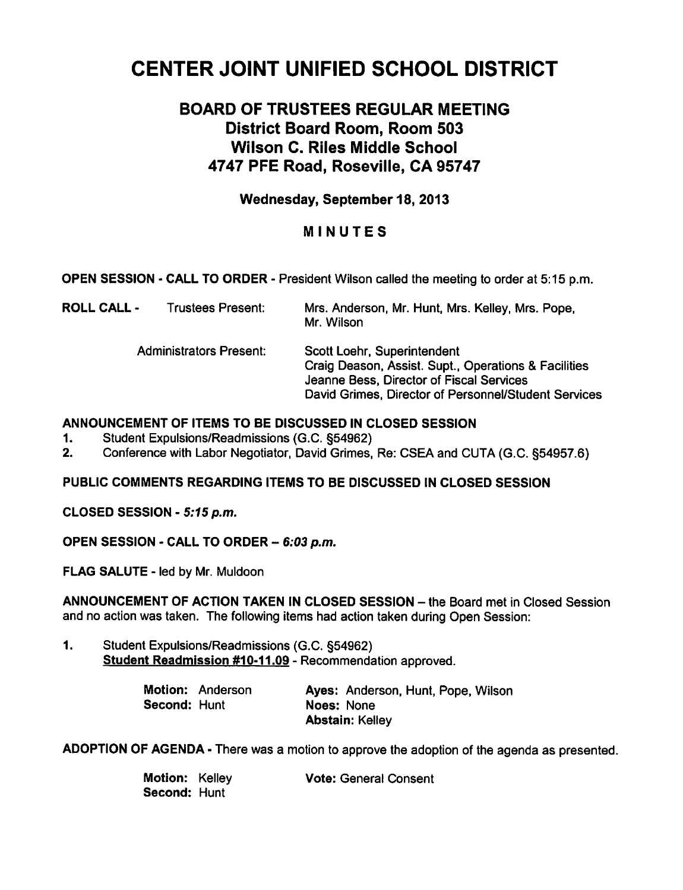# CENTER JOINT UNIFIED SCHOOL DISTRICT

## BOARD OF TRUSTEES REGULAR MEETING
## District Board Room, Room 503
## Wilson C. Riles Middle School
## 4747 PFE Road, Roseville, CA 95747

**Wednesday, September 18, 2013**

## MINUTES

**OPEN SESSION - CALL TO ORDER** - President Wilson called the meeting to order at 5:15 p.m.

**ROLL CALL** - Trustees Present: Mrs. Anderson, Mr. Hunt, Mrs. Kelley, Mrs. Pope, Mr. Wilson

Administrators Present:
Scott Loehr, Superintendent
Craig Deason, Assist. Supt., Operations & Facilities
Jeanne Bess, Director of Fiscal Services
David Grimes, Director of Personnel/Student Services

**ANNOUNCEMENT OF ITEMS TO BE DISCUSSED IN CLOSED SESSION**

1. Student Expulsions/Readmissions (G.C. §54962)
2. Conference with Labor Negotiator, David Grimes, Re: CSEA and CUTA (G.C. §54957.6)

**PUBLIC COMMENTS REGARDING ITEMS TO BE DISCUSSED IN CLOSED SESSION**

**CLOSED SESSION -** ***5:15 p.m.***

**OPEN SESSION - CALL TO ORDER –** ***6:03 p.m.***

**FLAG SALUTE** - led by Mr. Muldoon

**ANNOUNCEMENT OF ACTION TAKEN IN CLOSED SESSION** – the Board met in Closed Session and no action was taken. The following items had action taken during Open Session:

1. Student Expulsions/Readmissions (G.C. §54962)
   **Student Readmission #10-11.09** - Recommendation approved.

   **Motion:** Anderson
   **Second:** Hunt
   **Ayes:** Anderson, Hunt, Pope, Wilson
   **Noes:** None
   **Abstain:** Kelley

**ADOPTION OF AGENDA** - There was a motion to approve the adoption of the agenda as presented.

**Motion:** Kelley
**Second:** Hunt
**Vote:** General Consent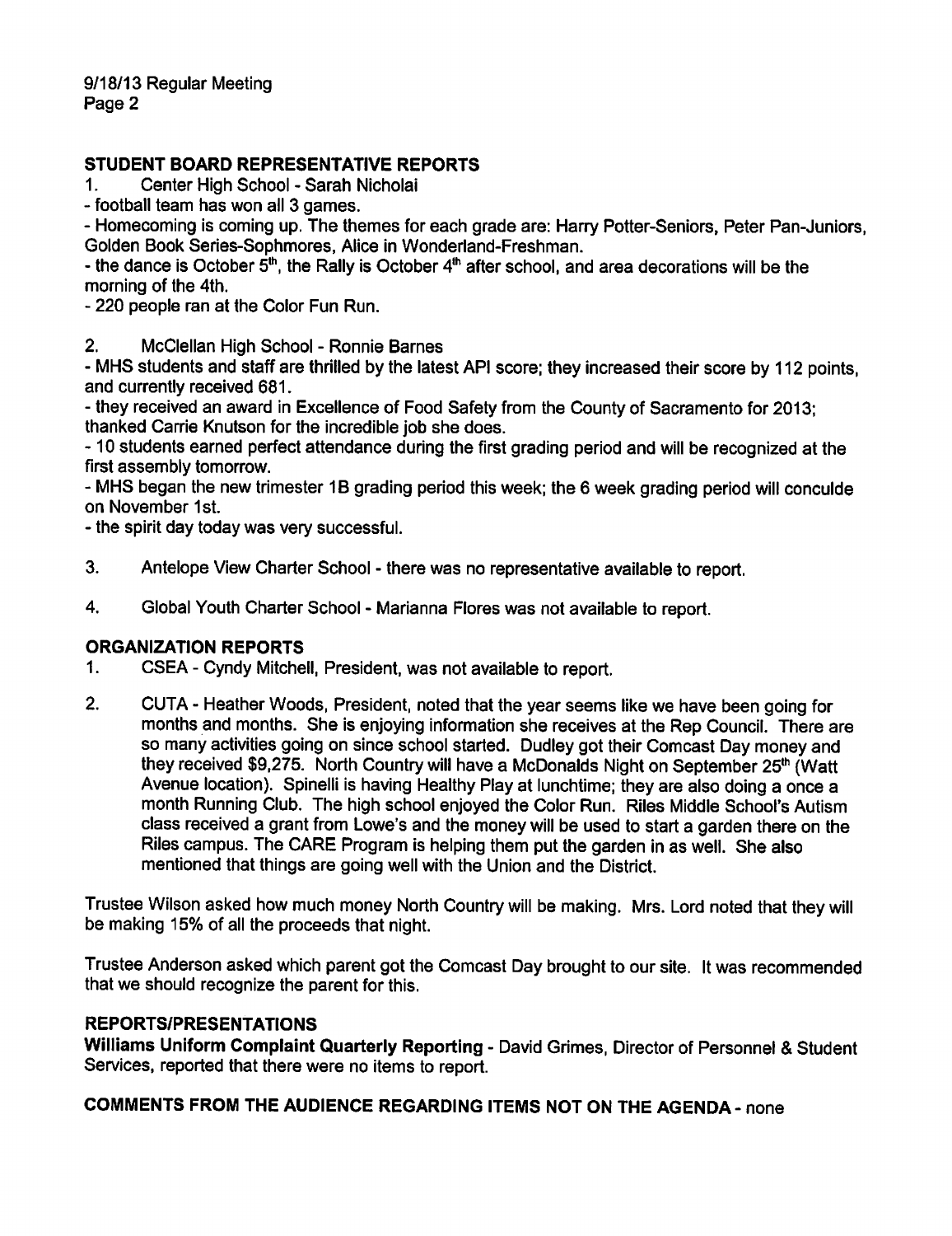## STUDENT BOARD REPRESENTATIVE REPORTS

1. Center High School - Sarah Nicholai

- football team has won all 3 games.
- Homecoming is coming up. The themes for each grade are: Harry Potter-Seniors, Peter Pan-Juniors, Golden Book Series-Sophmores, Alice in Wonderland-Freshman.
- the dance is October 5th, the Rally is October 4th after school, and area decorations will be the morning of the 4th.
- 220 people ran at the Color Fun Run.

2. McClellan High School - Ronnie Barnes

- MHS students and staff are thrilled by the latest API score; they increased their score by 112 points, and currently received 681.
- they received an award in Excellence of Food Safety from the County of Sacramento for 2013; thanked Carrie Knutson for the incredible job she does.
- 10 students earned perfect attendance during the first grading period and will be recognized at the first assembly tomorrow.
- MHS began the new trimester 1B grading period this week; the 6 week grading period will conculde on November 1st.
- the spirit day today was very successful.

3. Antelope View Charter School - there was no representative available to report.

4. Global Youth Charter School - Marianna Flores was not available to report.

## ORGANIZATION REPORTS

1. CSEA - Cyndy Mitchell, President, was not available to report.

2. CUTA - Heather Woods, President, noted that the year seems like we have been going for months and months. She is enjoying information she receives at the Rep Council. There are so many activities going on since school started. Dudley got their Comcast Day money and they received $9,275. North Country will have a McDonalds Night on September 25th (Watt Avenue location). Spinelli is having Healthy Play at lunchtime; they are also doing a once a month Running Club. The high school enjoyed the Color Run. Riles Middle School's Autism class received a grant from Lowe's and the money will be used to start a garden there on the Riles campus. The CARE Program is helping them put the garden in as well. She also mentioned that things are going well with the Union and the District.

Trustee Wilson asked how much money North Country will be making. Mrs. Lord noted that they will be making 15% of all the proceeds that night.

Trustee Anderson asked which parent got the Comcast Day brought to our site. It was recommended that we should recognize the parent for this.

## REPORTS/PRESENTATIONS

**Williams Uniform Complaint Quarterly Reporting** - David Grimes, Director of Personnel & Student Services, reported that there were no items to report.

## COMMENTS FROM THE AUDIENCE REGARDING ITEMS NOT ON THE AGENDA - none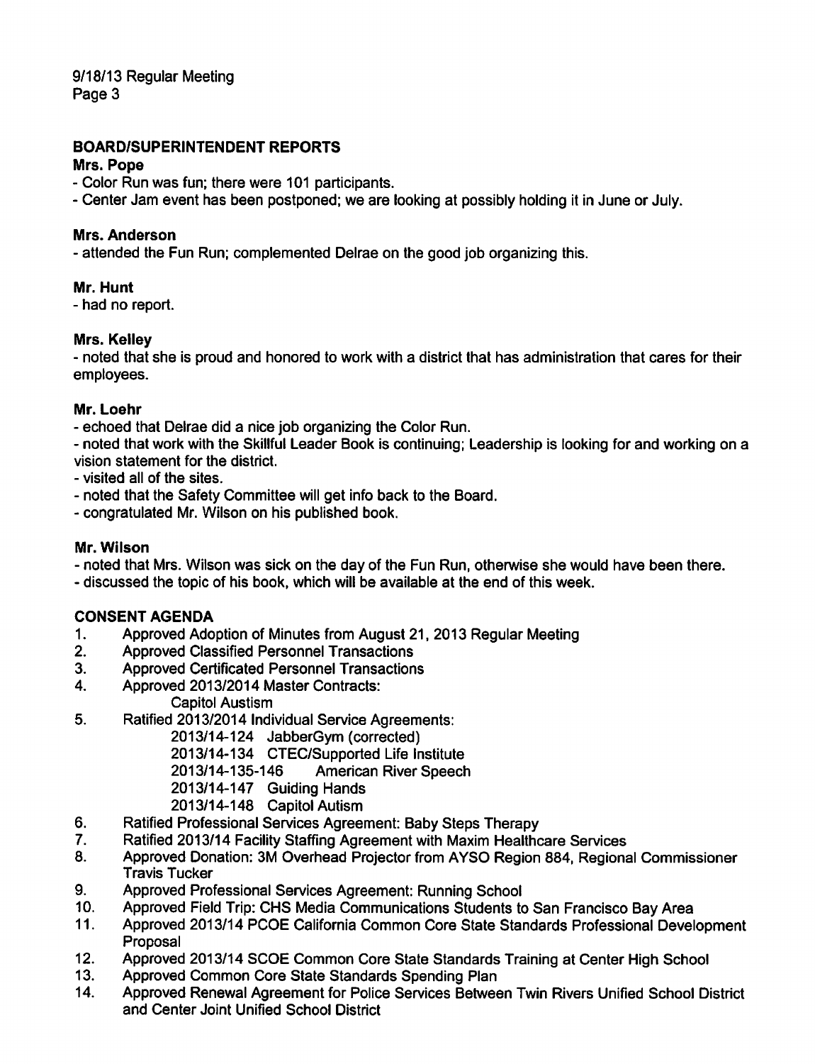## BOARD/SUPERINTENDENT REPORTS

**Mrs. Pope**

- Color Run was fun; there were 101 participants.
- Center Jam event has been postponed; we are looking at possibly holding it in June or July.

**Mrs. Anderson**

- attended the Fun Run; complemented Delrae on the good job organizing this.

**Mr. Hunt**

- had no report.

**Mrs. Kelley**

- noted that she is proud and honored to work with a district that has administration that cares for their employees.

**Mr. Loehr**

- echoed that Delrae did a nice job organizing the Color Run.
- noted that work with the Skillful Leader Book is continuing; Leadership is looking for and working on a vision statement for the district.
- visited all of the sites.
- noted that the Safety Committee will get info back to the Board.
- congratulated Mr. Wilson on his published book.

**Mr. Wilson**

- noted that Mrs. Wilson was sick on the day of the Fun Run, otherwise she would have been there.
- discussed the topic of his book, which will be available at the end of this week.

## CONSENT AGENDA

1. Approved Adoption of Minutes from August 21, 2013 Regular Meeting
2. Approved Classified Personnel Transactions
3. Approved Certificated Personnel Transactions
4. Approved 2013/2014 Master Contracts:
   Capitol Austism
5. Ratified 2013/2014 Individual Service Agreements:
   2013/14-124 JabberGym (corrected)
   2013/14-134 CTEC/Supported Life Institute
   2013/14-135-146 American River Speech
   2013/14-147 Guiding Hands
   2013/14-148 Capitol Autism
6. Ratified Professional Services Agreement: Baby Steps Therapy
7. Ratified 2013/14 Facility Staffing Agreement with Maxim Healthcare Services
8. Approved Donation: 3M Overhead Projector from AYSO Region 884, Regional Commissioner Travis Tucker
9. Approved Professional Services Agreement: Running School
10. Approved Field Trip: CHS Media Communications Students to San Francisco Bay Area
11. Approved 2013/14 PCOE California Common Core State Standards Professional Development Proposal
12. Approved 2013/14 SCOE Common Core State Standards Training at Center High School
13. Approved Common Core State Standards Spending Plan
14. Approved Renewal Agreement for Police Services Between Twin Rivers Unified School District and Center Joint Unified School District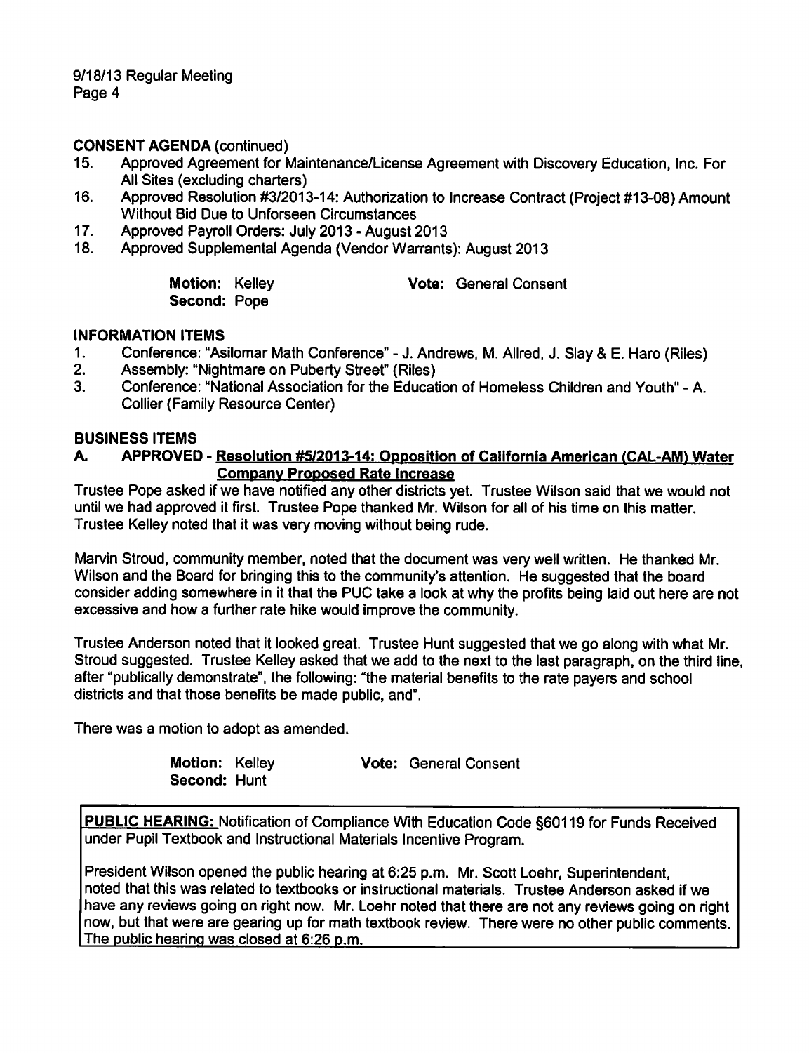**CONSENT AGENDA** (continued)

15. Approved Agreement for Maintenance/License Agreement with Discovery Education, Inc. For All Sites (excluding charters)
16. Approved Resolution #3/2013-14: Authorization to Increase Contract (Project #13-08) Amount Without Bid Due to Unforseen Circumstances
17. Approved Payroll Orders: July 2013 - August 2013
18. Approved Supplemental Agenda (Vendor Warrants): August 2013

**Motion:** Kelley **Vote:** General Consent
**Second:** Pope

**INFORMATION ITEMS**

1. Conference: "Asilomar Math Conference" - J. Andrews, M. Allred, J. Slay & E. Haro (Riles)
2. Assembly: "Nightmare on Puberty Street" (Riles)
3. Conference: "National Association for the Education of Homeless Children and Youth" - A. Collier (Family Resource Center)

**BUSINESS ITEMS**

**A. APPROVED - <u>Resolution #5/2013-14: Opposition of California American (CAL-AM) Water Company Proposed Rate Increase</u>**

Trustee Pope asked if we have notified any other districts yet. Trustee Wilson said that we would not until we had approved it first. Trustee Pope thanked Mr. Wilson for all of his time on this matter. Trustee Kelley noted that it was very moving without being rude.

Marvin Stroud, community member, noted that the document was very well written. He thanked Mr. Wilson and the Board for bringing this to the community's attention. He suggested that the board consider adding somewhere in it that the PUC take a look at why the profits being laid out here are not excessive and how a further rate hike would improve the community.

Trustee Anderson noted that it looked great. Trustee Hunt suggested that we go along with what Mr. Stroud suggested. Trustee Kelley asked that we add to the next to the last paragraph, on the third line, after "publically demonstrate", the following: "the material benefits to the rate payers and school districts and that those benefits be made public, and".

There was a motion to adopt as amended.

**Motion:** Kelley **Vote:** General Consent
**Second:** Hunt

**<u>PUBLIC HEARING:</u>** Notification of Compliance With Education Code §60119 for Funds Received under Pupil Textbook and Instructional Materials Incentive Program.

President Wilson opened the public hearing at 6:25 p.m. Mr. Scott Loehr, Superintendent, noted that this was related to textbooks or instructional materials. Trustee Anderson asked if we have any reviews going on right now. Mr. Loehr noted that there are not any reviews going on right now, but that were are gearing up for math textbook review. There were no other public comments. The public hearing was closed at 6:26 p.m.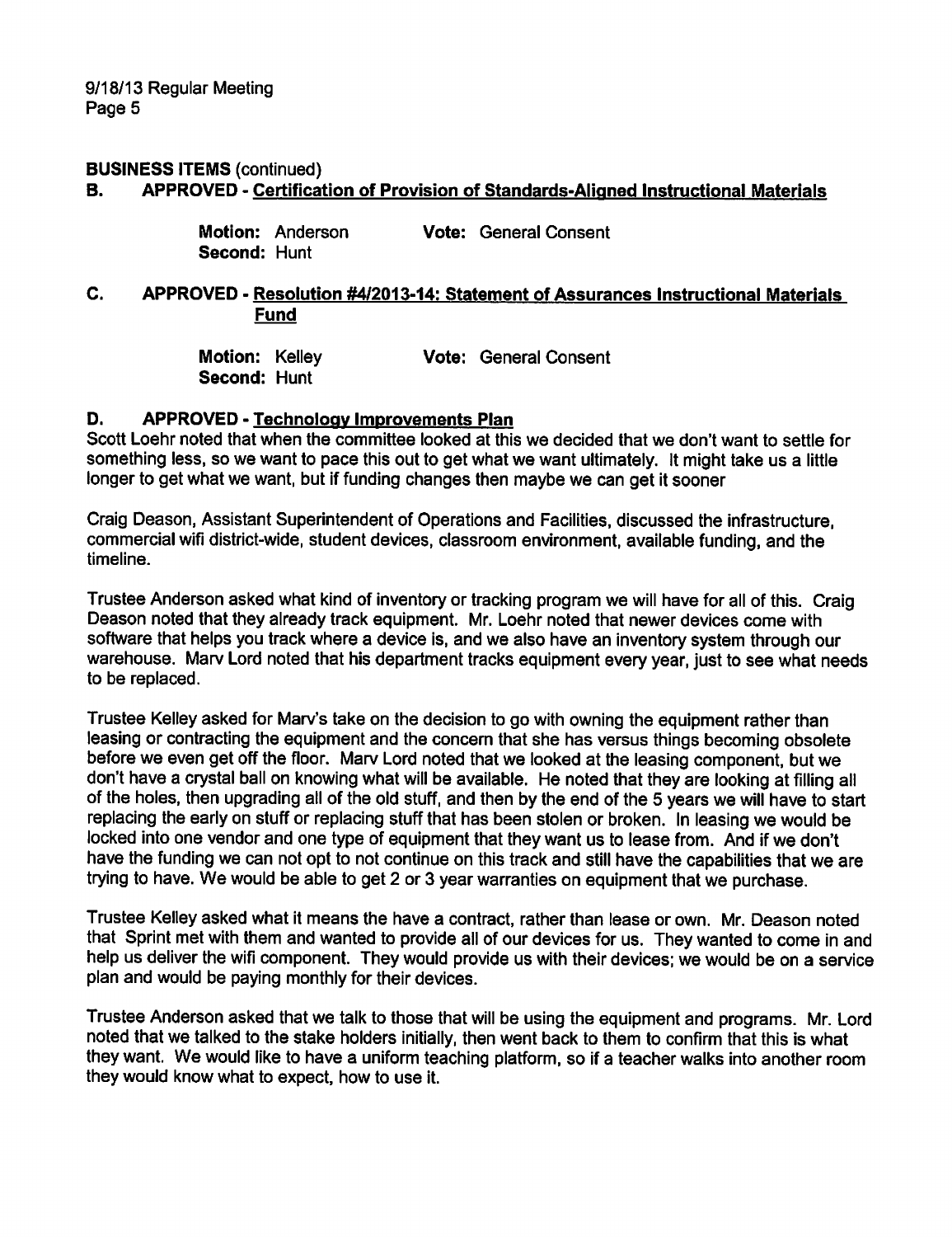**BUSINESS ITEMS** (continued)

**B. APPROVED - Certification of Provision of Standards-Aligned Instructional Materials**

**Motion:** Anderson **Vote:** General Consent
**Second:** Hunt

**C. APPROVED - Resolution #4/2013-14: Statement of Assurances Instructional Materials Fund**

**Motion:** Kelley **Vote:** General Consent
**Second:** Hunt

**D. APPROVED - Technology Improvements Plan**

Scott Loehr noted that when the committee looked at this we decided that we don't want to settle for something less, so we want to pace this out to get what we want ultimately. It might take us a little longer to get what we want, but if funding changes then maybe we can get it sooner

Craig Deason, Assistant Superintendent of Operations and Facilities, discussed the infrastructure, commercial wifi district-wide, student devices, classroom environment, available funding, and the timeline.

Trustee Anderson asked what kind of inventory or tracking program we will have for all of this. Craig Deason noted that they already track equipment. Mr. Loehr noted that newer devices come with software that helps you track where a device is, and we also have an inventory system through our warehouse. Marv Lord noted that his department tracks equipment every year, just to see what needs to be replaced.

Trustee Kelley asked for Marv's take on the decision to go with owning the equipment rather than leasing or contracting the equipment and the concern that she has versus things becoming obsolete before we even get off the floor. Marv Lord noted that we looked at the leasing component, but we don't have a crystal ball on knowing what will be available. He noted that they are looking at filling all of the holes, then upgrading all of the old stuff, and then by the end of the 5 years we will have to start replacing the early on stuff or replacing stuff that has been stolen or broken. In leasing we would be locked into one vendor and one type of equipment that they want us to lease from. And if we don't have the funding we can not opt to not continue on this track and still have the capabilities that we are trying to have. We would be able to get 2 or 3 year warranties on equipment that we purchase.

Trustee Kelley asked what it means the have a contract, rather than lease or own. Mr. Deason noted that Sprint met with them and wanted to provide all of our devices for us. They wanted to come in and help us deliver the wifi component. They would provide us with their devices; we would be on a service plan and would be paying monthly for their devices.

Trustee Anderson asked that we talk to those that will be using the equipment and programs. Mr. Lord noted that we talked to the stake holders initially, then went back to them to confirm that this is what they want. We would like to have a uniform teaching platform, so if a teacher walks into another room they would know what to expect, how to use it.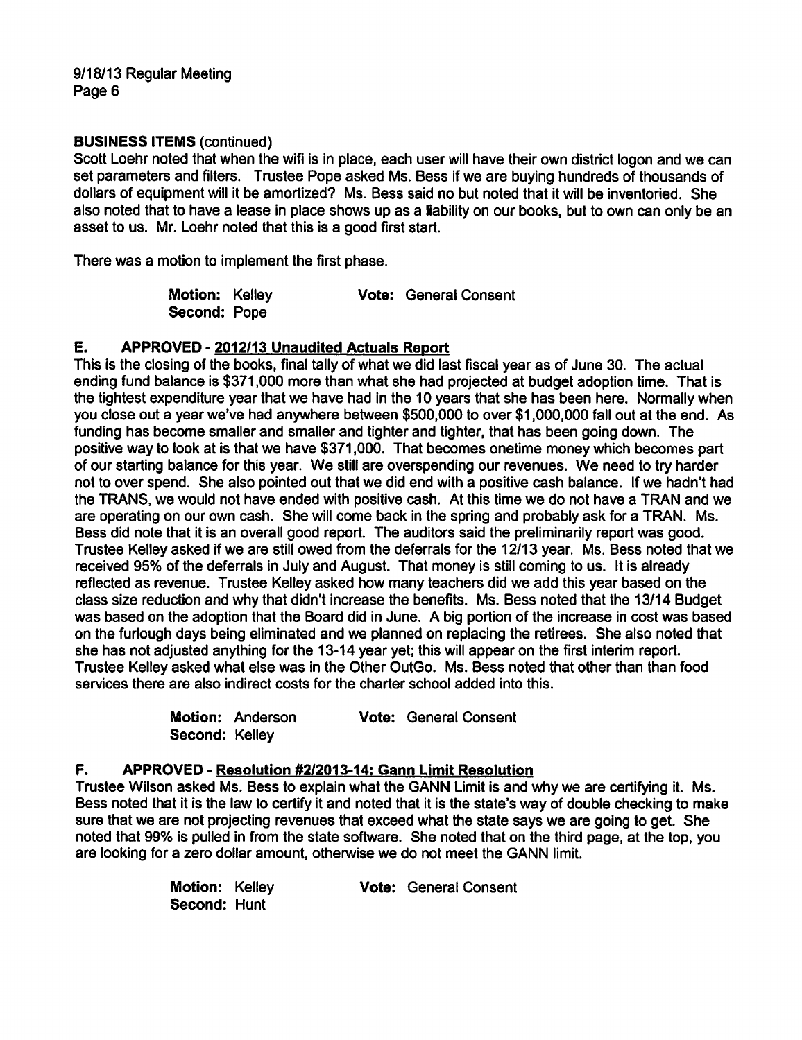**BUSINESS ITEMS** (continued)

Scott Loehr noted that when the wifi is in place, each user will have their own district logon and we can set parameters and filters. Trustee Pope asked Ms. Bess if we are buying hundreds of thousands of dollars of equipment will it be amortized? Ms. Bess said no but noted that it will be inventoried. She also noted that to have a lease in place shows up as a liability on our books, but to own can only be an asset to us. Mr. Loehr noted that this is a good first start.

There was a motion to implement the first phase.

**Motion:** Kelley **Vote:** General Consent
**Second:** Pope

**E. APPROVED - 2012/13 Unaudited Actuals Report**

This is the closing of the books, final tally of what we did last fiscal year as of June 30. The actual ending fund balance is $371,000 more than what she had projected at budget adoption time. That is the tightest expenditure year that we have had in the 10 years that she has been here. Normally when you close out a year we've had anywhere between $500,000 to over $1,000,000 fall out at the end. As funding has become smaller and smaller and tighter and tighter, that has been going down. The positive way to look at is that we have $371,000. That becomes onetime money which becomes part of our starting balance for this year. We still are overspending our revenues. We need to try harder not to over spend. She also pointed out that we did end with a positive cash balance. If we hadn't had the TRANS, we would not have ended with positive cash. At this time we do not have a TRAN and we are operating on our own cash. She will come back in the spring and probably ask for a TRAN. Ms. Bess did note that it is an overall good report. The auditors said the preliminarily report was good. Trustee Kelley asked if we are still owed from the deferrals for the 12/13 year. Ms. Bess noted that we received 95% of the deferrals in July and August. That money is still coming to us. It is already reflected as revenue. Trustee Kelley asked how many teachers did we add this year based on the class size reduction and why that didn't increase the benefits. Ms. Bess noted that the 13/14 Budget was based on the adoption that the Board did in June. A big portion of the increase in cost was based on the furlough days being eliminated and we planned on replacing the retirees. She also noted that she has not adjusted anything for the 13-14 year yet; this will appear on the first interim report. Trustee Kelley asked what else was in the Other OutGo. Ms. Bess noted that other than than food services there are also indirect costs for the charter school added into this.

**Motion:** Anderson **Vote:** General Consent
**Second:** Kelley

**F. APPROVED - Resolution #2/2013-14: Gann Limit Resolution**

Trustee Wilson asked Ms. Bess to explain what the GANN Limit is and why we are certifying it. Ms. Bess noted that it is the law to certify it and noted that it is the state's way of double checking to make sure that we are not projecting revenues that exceed what the state says we are going to get. She noted that 99% is pulled in from the state software. She noted that on the third page, at the top, you are looking for a zero dollar amount, otherwise we do not meet the GANN limit.

**Motion:** Kelley **Vote:** General Consent
**Second:** Hunt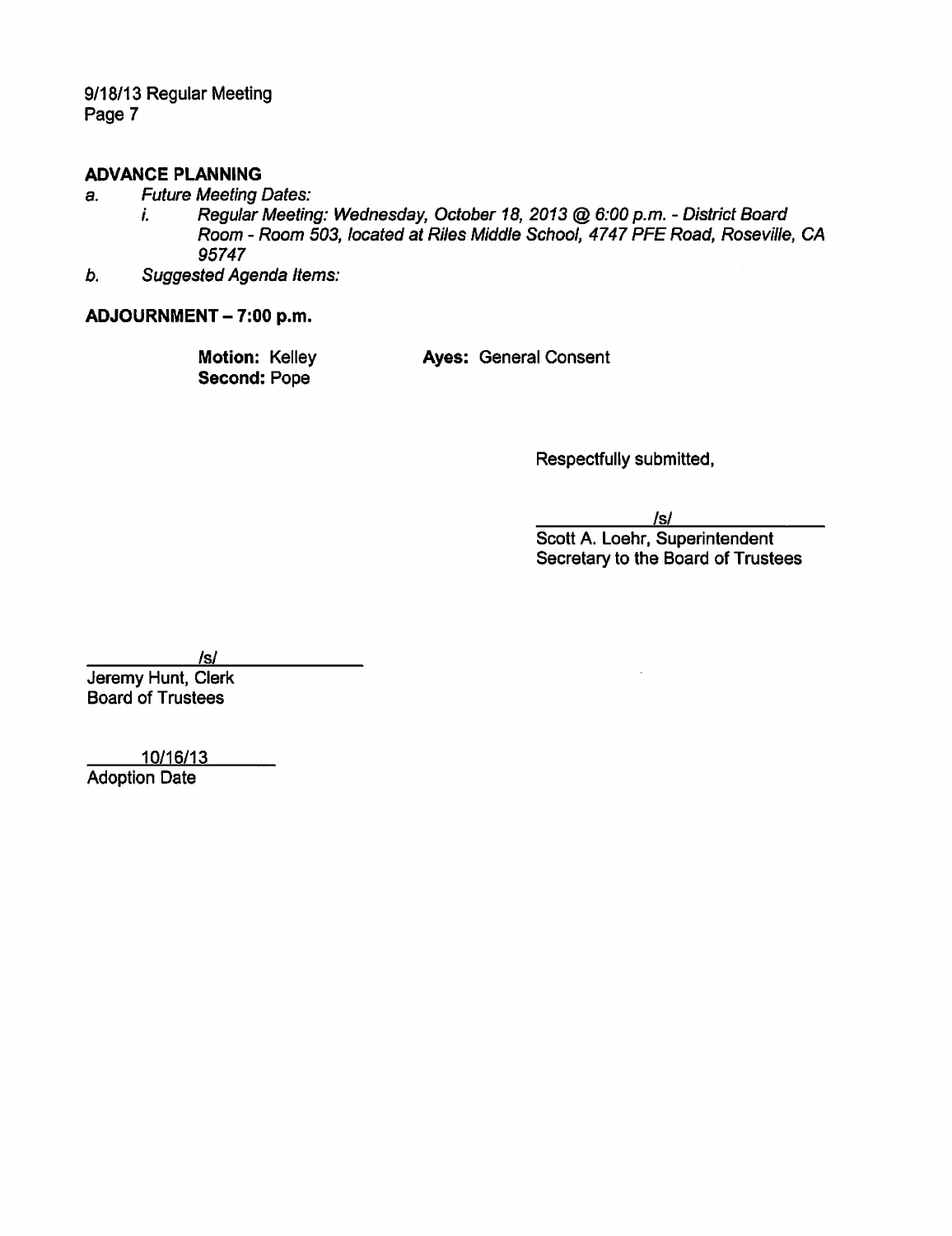**ADVANCE PLANNING**

a. *Future Meeting Dates:*
   i. *Regular Meeting: Wednesday, October 18, 2013 @ 6:00 p.m. - District Board Room - Room 503, located at Riles Middle School, 4747 PFE Road, Roseville, CA 95747*

b. *Suggested Agenda Items:*

**ADJOURNMENT – 7:00 p.m.**

**Motion:** Kelley
**Second:** Pope

**Ayes:** General Consent

Respectfully submitted,

/s/
Scott A. Loehr, Superintendent
Secretary to the Board of Trustees

/s/
Jeremy Hunt, Clerk
Board of Trustees

10/16/13
Adoption Date